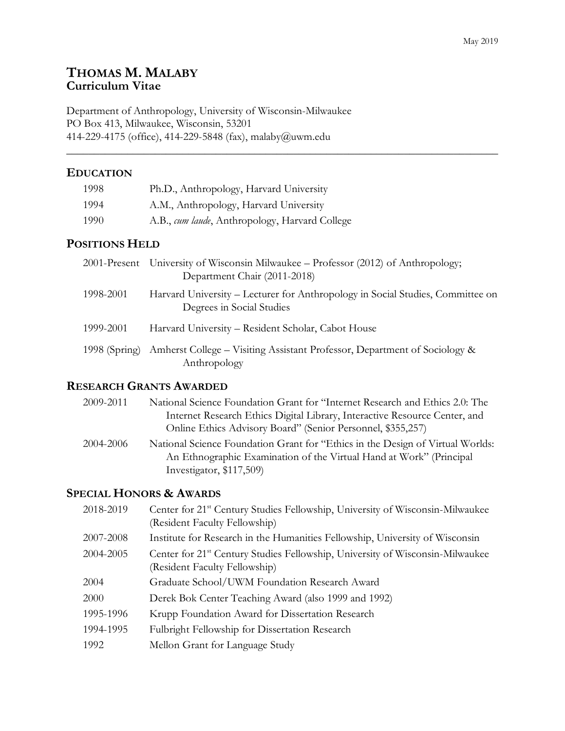May 2019

# Thomas M. Malaby
## Curriculum Vitae

Department of Anthropology, University of Wisconsin-Milwaukee
PO Box 413, Milwaukee, Wisconsin, 53201
414-229-4175 (office), 414-229-5848 (fax), malaby@uwm.edu

---

## Education

| | |
|---|---|
| 1998 | Ph.D., Anthropology, Harvard University |
| 1994 | A.M., Anthropology, Harvard University |
| 1990 | A.B., *cum laude*, Anthropology, Harvard College |

## Positions Held

| | |
|---|---|
| 2001-Present | University of Wisconsin Milwaukee – Professor (2012) of Anthropology; Department Chair (2011-2018) |
| 1998-2001 | Harvard University – Lecturer for Anthropology in Social Studies, Committee on Degrees in Social Studies |
| 1999-2001 | Harvard University – Resident Scholar, Cabot House |
| 1998 (Spring) | Amherst College – Visiting Assistant Professor, Department of Sociology & Anthropology |

## Research Grants Awarded

| | |
|---|---|
| 2009-2011 | National Science Foundation Grant for "Internet Research and Ethics 2.0: The Internet Research Ethics Digital Library, Interactive Resource Center, and Online Ethics Advisory Board" (Senior Personnel, $355,257) |
| 2004-2006 | National Science Foundation Grant for "Ethics in the Design of Virtual Worlds: An Ethnographic Examination of the Virtual Hand at Work" (Principal Investigator, $117,509) |

## Special Honors & Awards

| | |
|---|---|
| 2018-2019 | Center for 21st Century Studies Fellowship, University of Wisconsin-Milwaukee (Resident Faculty Fellowship) |
| 2007-2008 | Institute for Research in the Humanities Fellowship, University of Wisconsin |
| 2004-2005 | Center for 21st Century Studies Fellowship, University of Wisconsin-Milwaukee (Resident Faculty Fellowship) |
| 2004 | Graduate School/UWM Foundation Research Award |
| 2000 | Derek Bok Center Teaching Award (also 1999 and 1992) |
| 1995-1996 | Krupp Foundation Award for Dissertation Research |
| 1994-1995 | Fulbright Fellowship for Dissertation Research |
| 1992 | Mellon Grant for Language Study |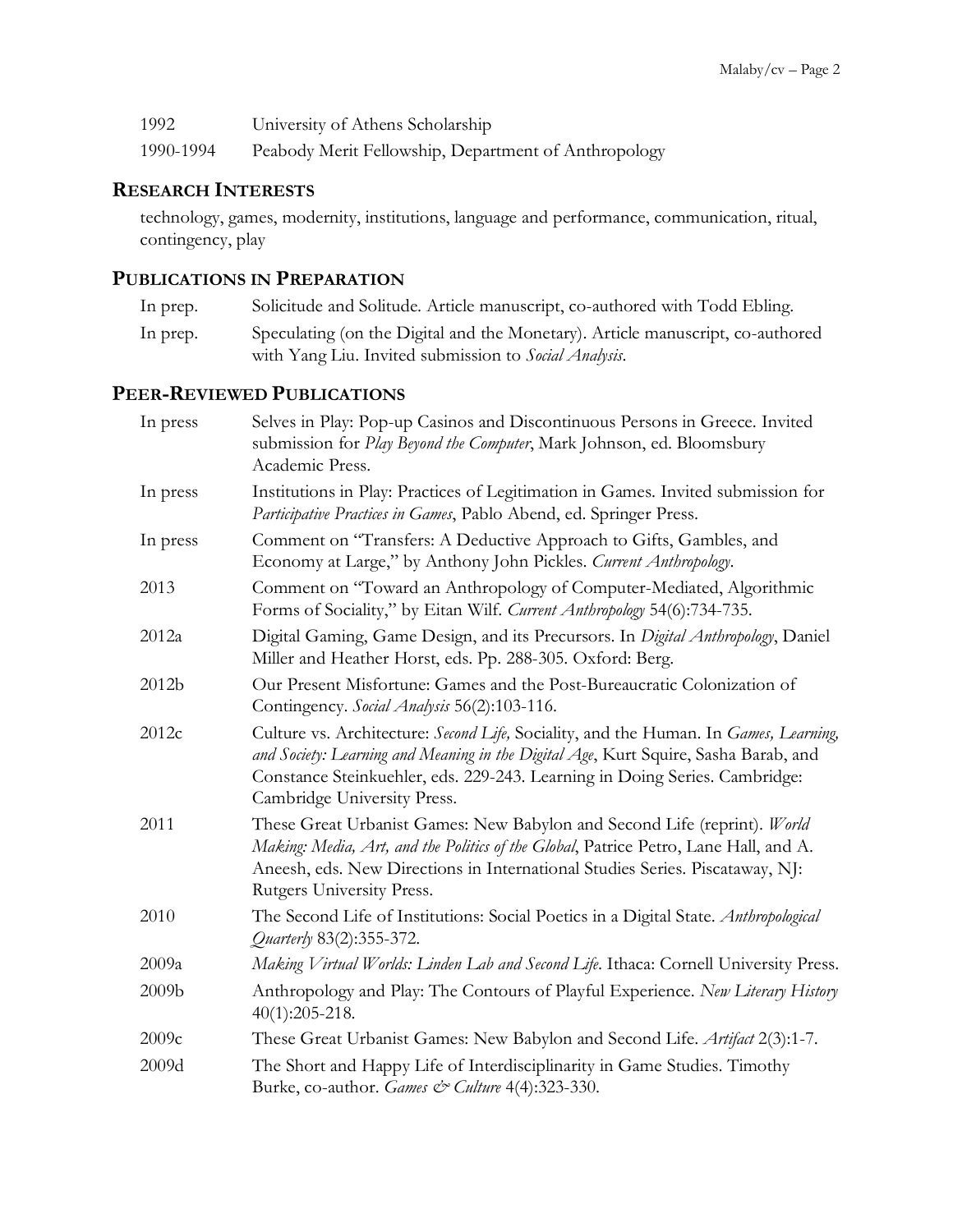| | |
|---|---|
| 1992 | University of Athens Scholarship |
| 1990-1994 | Peabody Merit Fellowship, Department of Anthropology |

## RESEARCH INTERESTS

technology, games, modernity, institutions, language and performance, communication, ritual, contingency, play

## PUBLICATIONS IN PREPARATION

| | |
|---|---|
| In prep. | Solicitude and Solitude. Article manuscript, co-authored with Todd Ebling. |
| In prep. | Speculating (on the Digital and the Monetary). Article manuscript, co-authored with Yang Liu. Invited submission to *Social Analysis*. |

## PEER-REVIEWED PUBLICATIONS

| | |
|---|---|
| In press | Selves in Play: Pop-up Casinos and Discontinuous Persons in Greece. Invited submission for *Play Beyond the Computer*, Mark Johnson, ed. Bloomsbury Academic Press. |
| In press | Institutions in Play: Practices of Legitimation in Games. Invited submission for *Participative Practices in Games*, Pablo Abend, ed. Springer Press. |
| In press | Comment on "Transfers: A Deductive Approach to Gifts, Gambles, and Economy at Large," by Anthony John Pickles. *Current Anthropology*. |
| 2013 | Comment on "Toward an Anthropology of Computer-Mediated, Algorithmic Forms of Sociality," by Eitan Wilf. *Current Anthropology* 54(6):734-735. |
| 2012a | Digital Gaming, Game Design, and its Precursors. In *Digital Anthropology*, Daniel Miller and Heather Horst, eds. Pp. 288-305. Oxford: Berg. |
| 2012b | Our Present Misfortune: Games and the Post-Bureaucratic Colonization of Contingency. *Social Analysis* 56(2):103-116. |
| 2012c | Culture vs. Architecture: *Second Life,* Sociality, and the Human. In *Games, Learning, and Society: Learning and Meaning in the Digital Age*, Kurt Squire, Sasha Barab, and Constance Steinkuehler, eds. 229-243. Learning in Doing Series. Cambridge: Cambridge University Press. |
| 2011 | These Great Urbanist Games: New Babylon and Second Life (reprint). *World Making: Media, Art, and the Politics of the Global*, Patrice Petro, Lane Hall, and A. Aneesh, eds. New Directions in International Studies Series. Piscataway, NJ: Rutgers University Press. |
| 2010 | The Second Life of Institutions: Social Poetics in a Digital State. *Anthropological Quarterly* 83(2):355-372. |
| 2009a | *Making Virtual Worlds: Linden Lab and Second Life*. Ithaca: Cornell University Press. |
| 2009b | Anthropology and Play: The Contours of Playful Experience. *New Literary History* 40(1):205-218. |
| 2009c | These Great Urbanist Games: New Babylon and Second Life. *Artifact* 2(3):1-7. |
| 2009d | The Short and Happy Life of Interdisciplinarity in Game Studies. Timothy Burke, co-author. *Games & Culture* 4(4):323-330. |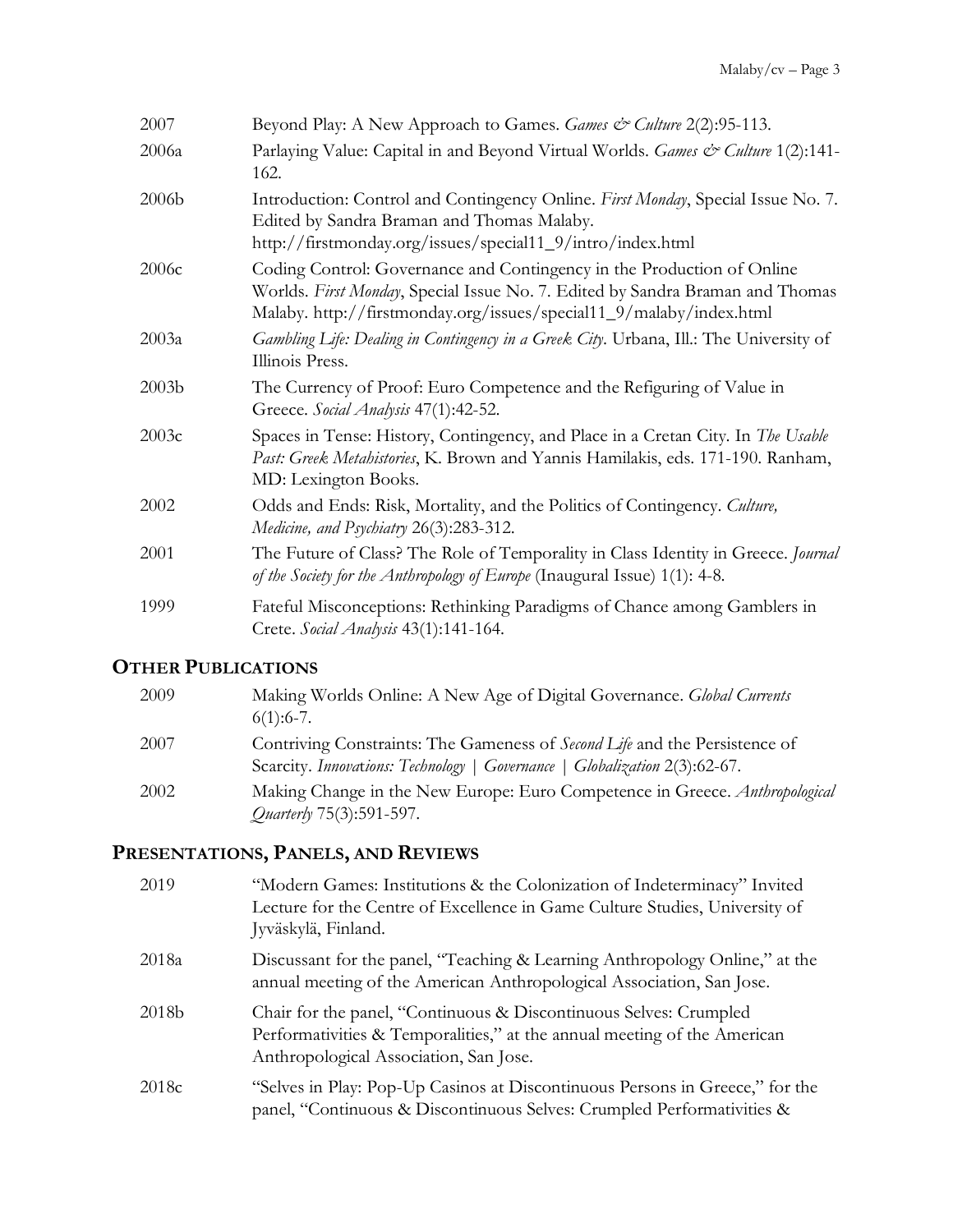2007 Beyond Play: A New Approach to Games. *Games & Culture* 2(2):95-113.

2006a Parlaying Value: Capital in and Beyond Virtual Worlds. *Games & Culture* 1(2):141-162.

2006b Introduction: Control and Contingency Online. *First Monday*, Special Issue No. 7. Edited by Sandra Braman and Thomas Malaby. http://firstmonday.org/issues/special11_9/intro/index.html

2006c Coding Control: Governance and Contingency in the Production of Online Worlds. *First Monday*, Special Issue No. 7. Edited by Sandra Braman and Thomas Malaby. http://firstmonday.org/issues/special11_9/malaby/index.html

2003a *Gambling Life: Dealing in Contingency in a Greek City*. Urbana, Ill.: The University of Illinois Press.

2003b The Currency of Proof: Euro Competence and the Refiguring of Value in Greece. *Social Analysis* 47(1):42-52.

2003c Spaces in Tense: History, Contingency, and Place in a Cretan City. In *The Usable Past: Greek Metahistories*, K. Brown and Yannis Hamilakis, eds. 171-190. Ranham, MD: Lexington Books.

2002 Odds and Ends: Risk, Mortality, and the Politics of Contingency. *Culture, Medicine, and Psychiatry* 26(3):283-312.

2001 The Future of Class? The Role of Temporality in Class Identity in Greece. *Journal of the Society for the Anthropology of Europe* (Inaugural Issue) 1(1): 4-8.

1999 Fateful Misconceptions: Rethinking Paradigms of Chance among Gamblers in Crete. *Social Analysis* 43(1):141-164.

## Other Publications

2009 Making Worlds Online: A New Age of Digital Governance. *Global Currents* 6(1):6-7.

2007 Contriving Constraints: The Gameness of *Second Life* and the Persistence of Scarcity. *Innovations: Technology | Governance | Globalization* 2(3):62-67.

2002 Making Change in the New Europe: Euro Competence in Greece. *Anthropological Quarterly* 75(3):591-597.

## Presentations, Panels, and Reviews

2019 "Modern Games: Institutions & the Colonization of Indeterminacy" Invited Lecture for the Centre of Excellence in Game Culture Studies, University of Jyväskylä, Finland.

2018a Discussant for the panel, "Teaching & Learning Anthropology Online," at the annual meeting of the American Anthropological Association, San Jose.

2018b Chair for the panel, "Continuous & Discontinuous Selves: Crumpled Performativities & Temporalities," at the annual meeting of the American Anthropological Association, San Jose.

2018c "Selves in Play: Pop-Up Casinos at Discontinuous Persons in Greece," for the panel, "Continuous & Discontinuous Selves: Crumpled Performativities &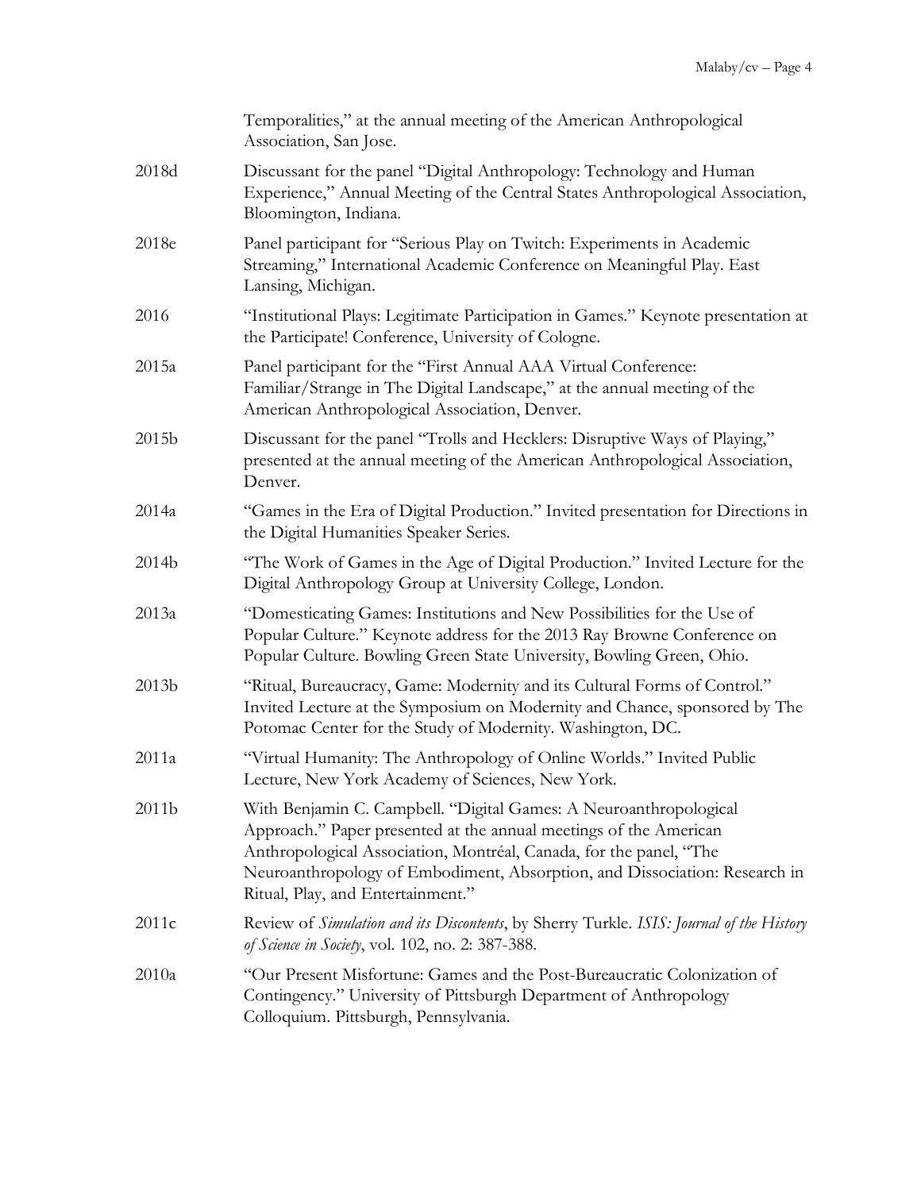Temporalities," at the annual meeting of the American Anthropological Association, San Jose.

2018d — Discussant for the panel "Digital Anthropology: Technology and Human Experience," Annual Meeting of the Central States Anthropological Association, Bloomington, Indiana.

2018e — Panel participant for "Serious Play on Twitch: Experiments in Academic Streaming," International Academic Conference on Meaningful Play. East Lansing, Michigan.

2016 — "Institutional Plays: Legitimate Participation in Games." Keynote presentation at the Participate! Conference, University of Cologne.

2015a — Panel participant for the "First Annual AAA Virtual Conference: Familiar/Strange in The Digital Landscape," at the annual meeting of the American Anthropological Association, Denver.

2015b — Discussant for the panel "Trolls and Hecklers: Disruptive Ways of Playing," presented at the annual meeting of the American Anthropological Association, Denver.

2014a — "Games in the Era of Digital Production." Invited presentation for Directions in the Digital Humanities Speaker Series.

2014b — "The Work of Games in the Age of Digital Production." Invited Lecture for the Digital Anthropology Group at University College, London.

2013a — "Domesticating Games: Institutions and New Possibilities for the Use of Popular Culture." Keynote address for the 2013 Ray Browne Conference on Popular Culture. Bowling Green State University, Bowling Green, Ohio.

2013b — "Ritual, Bureaucracy, Game: Modernity and its Cultural Forms of Control." Invited Lecture at the Symposium on Modernity and Chance, sponsored by The Potomac Center for the Study of Modernity. Washington, DC.

2011a — "Virtual Humanity: The Anthropology of Online Worlds." Invited Public Lecture, New York Academy of Sciences, New York.

2011b — With Benjamin C. Campbell. "Digital Games: A Neuroanthropological Approach." Paper presented at the annual meetings of the American Anthropological Association, Montréal, Canada, for the panel, "The Neuroanthropology of Embodiment, Absorption, and Dissociation: Research in Ritual, Play, and Entertainment."

2011c — Review of *Simulation and its Discontents*, by Sherry Turkle. *ISIS: Journal of the History of Science in Society*, vol. 102, no. 2: 387-388.

2010a — "Our Present Misfortune: Games and the Post-Bureaucratic Colonization of Contingency." University of Pittsburgh Department of Anthropology Colloquium. Pittsburgh, Pennsylvania.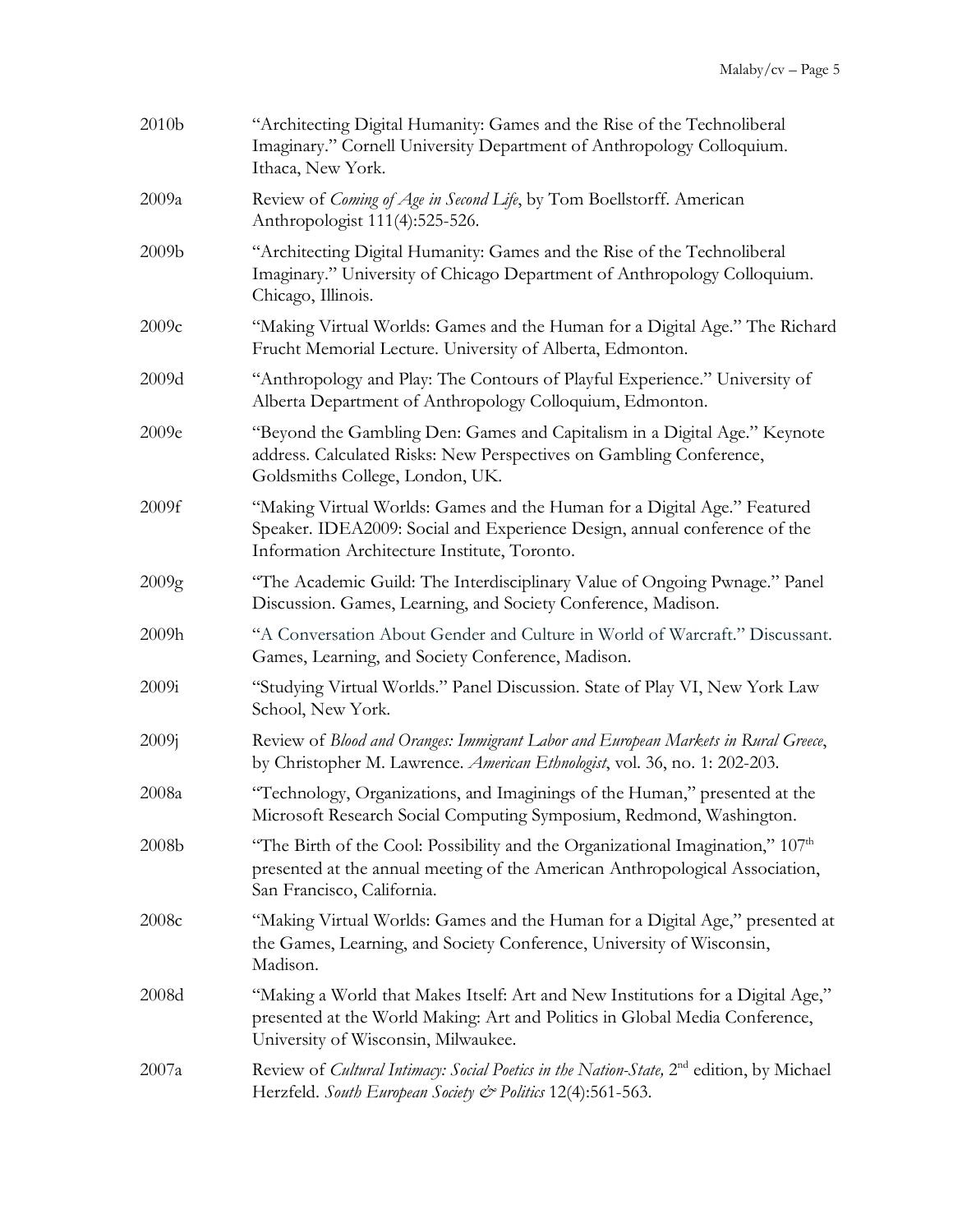2010b “Architecting Digital Humanity: Games and the Rise of the Technoliberal Imaginary.” Cornell University Department of Anthropology Colloquium. Ithaca, New York.

2009a Review of *Coming of Age in Second Life*, by Tom Boellstorff. American Anthropologist 111(4):525-526.

2009b “Architecting Digital Humanity: Games and the Rise of the Technoliberal Imaginary.” University of Chicago Department of Anthropology Colloquium. Chicago, Illinois.

2009c “Making Virtual Worlds: Games and the Human for a Digital Age.” The Richard Frucht Memorial Lecture. University of Alberta, Edmonton.

2009d “Anthropology and Play: The Contours of Playful Experience.” University of Alberta Department of Anthropology Colloquium, Edmonton.

2009e “Beyond the Gambling Den: Games and Capitalism in a Digital Age.” Keynote address. Calculated Risks: New Perspectives on Gambling Conference, Goldsmiths College, London, UK.

2009f “Making Virtual Worlds: Games and the Human for a Digital Age.” Featured Speaker. IDEA2009: Social and Experience Design, annual conference of the Information Architecture Institute, Toronto.

2009g “The Academic Guild: The Interdisciplinary Value of Ongoing Pwnage.” Panel Discussion. Games, Learning, and Society Conference, Madison.

2009h “A Conversation About Gender and Culture in World of Warcraft.” Discussant. Games, Learning, and Society Conference, Madison.

2009i “Studying Virtual Worlds.” Panel Discussion. State of Play VI, New York Law School, New York.

2009j Review of *Blood and Oranges: Immigrant Labor and European Markets in Rural Greece*, by Christopher M. Lawrence. *American Ethnologist*, vol. 36, no. 1: 202-203.

2008a “Technology, Organizations, and Imaginings of the Human,” presented at the Microsoft Research Social Computing Symposium, Redmond, Washington.

2008b “The Birth of the Cool: Possibility and the Organizational Imagination,” 107th presented at the annual meeting of the American Anthropological Association, San Francisco, California.

2008c “Making Virtual Worlds: Games and the Human for a Digital Age,” presented at the Games, Learning, and Society Conference, University of Wisconsin, Madison.

2008d “Making a World that Makes Itself: Art and New Institutions for a Digital Age,” presented at the World Making: Art and Politics in Global Media Conference, University of Wisconsin, Milwaukee.

2007a Review of *Cultural Intimacy: Social Poetics in the Nation-State,* 2nd edition, by Michael Herzfeld. *South European Society & Politics* 12(4):561-563.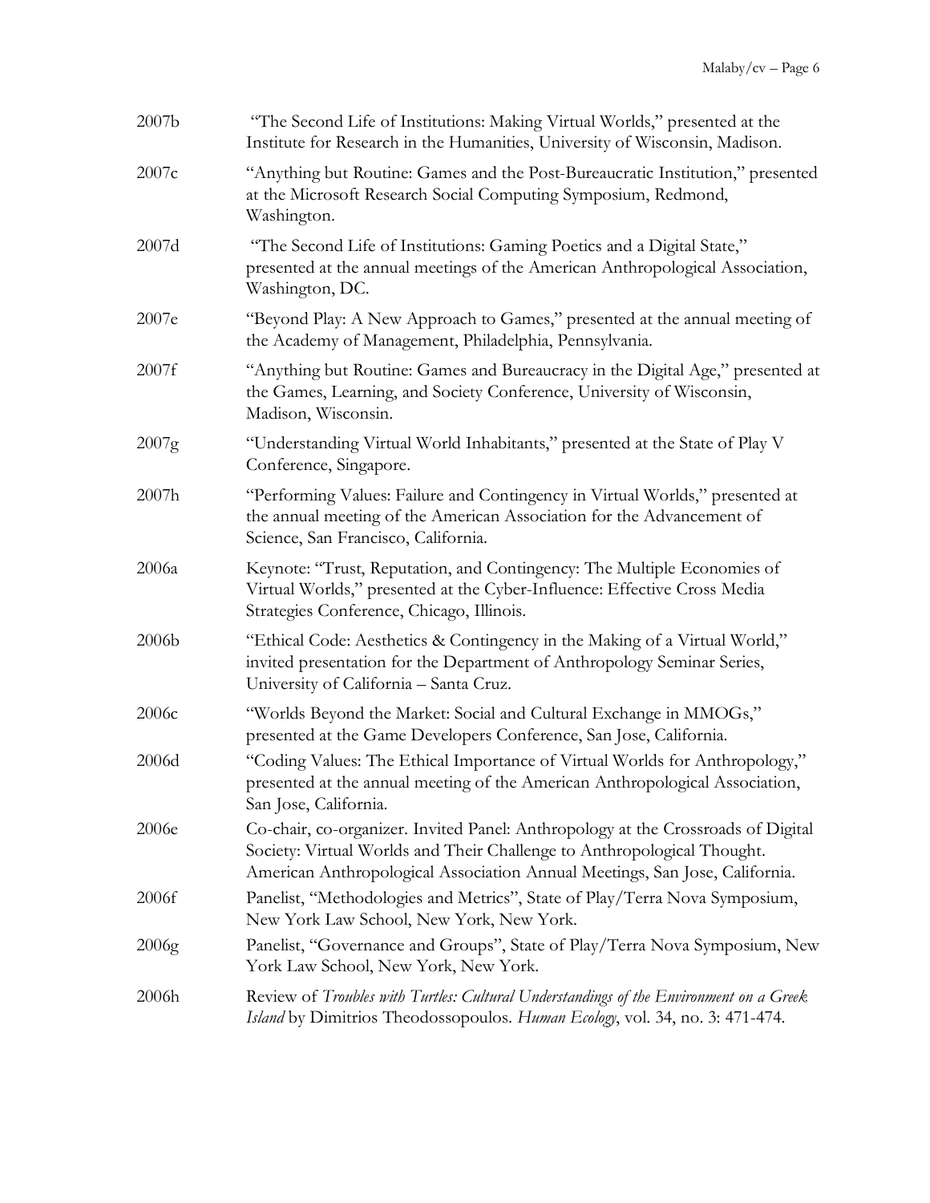| | |
|---|---|
| 2007b | "The Second Life of Institutions: Making Virtual Worlds," presented at the Institute for Research in the Humanities, University of Wisconsin, Madison. |
| 2007c | "Anything but Routine: Games and the Post-Bureaucratic Institution," presented at the Microsoft Research Social Computing Symposium, Redmond, Washington. |
| 2007d | "The Second Life of Institutions: Gaming Poetics and a Digital State," presented at the annual meetings of the American Anthropological Association, Washington, DC. |
| 2007e | "Beyond Play: A New Approach to Games," presented at the annual meeting of the Academy of Management, Philadelphia, Pennsylvania. |
| 2007f | "Anything but Routine: Games and Bureaucracy in the Digital Age," presented at the Games, Learning, and Society Conference, University of Wisconsin, Madison, Wisconsin. |
| 2007g | "Understanding Virtual World Inhabitants," presented at the State of Play V Conference, Singapore. |
| 2007h | "Performing Values: Failure and Contingency in Virtual Worlds," presented at the annual meeting of the American Association for the Advancement of Science, San Francisco, California. |
| 2006a | Keynote: "Trust, Reputation, and Contingency: The Multiple Economies of Virtual Worlds," presented at the Cyber-Influence: Effective Cross Media Strategies Conference, Chicago, Illinois. |
| 2006b | "Ethical Code: Aesthetics & Contingency in the Making of a Virtual World," invited presentation for the Department of Anthropology Seminar Series, University of California – Santa Cruz. |
| 2006c | "Worlds Beyond the Market: Social and Cultural Exchange in MMOGs," presented at the Game Developers Conference, San Jose, California. |
| 2006d | "Coding Values: The Ethical Importance of Virtual Worlds for Anthropology," presented at the annual meeting of the American Anthropological Association, San Jose, California. |
| 2006e | Co-chair, co-organizer. Invited Panel: Anthropology at the Crossroads of Digital Society: Virtual Worlds and Their Challenge to Anthropological Thought. American Anthropological Association Annual Meetings, San Jose, California. |
| 2006f | Panelist, "Methodologies and Metrics", State of Play/Terra Nova Symposium, New York Law School, New York, New York. |
| 2006g | Panelist, "Governance and Groups", State of Play/Terra Nova Symposium, New York Law School, New York, New York. |
| 2006h | Review of *Troubles with Turtles: Cultural Understandings of the Environment on a Greek Island* by Dimitrios Theodossopoulos. *Human Ecology*, vol. 34, no. 3: 471-474. |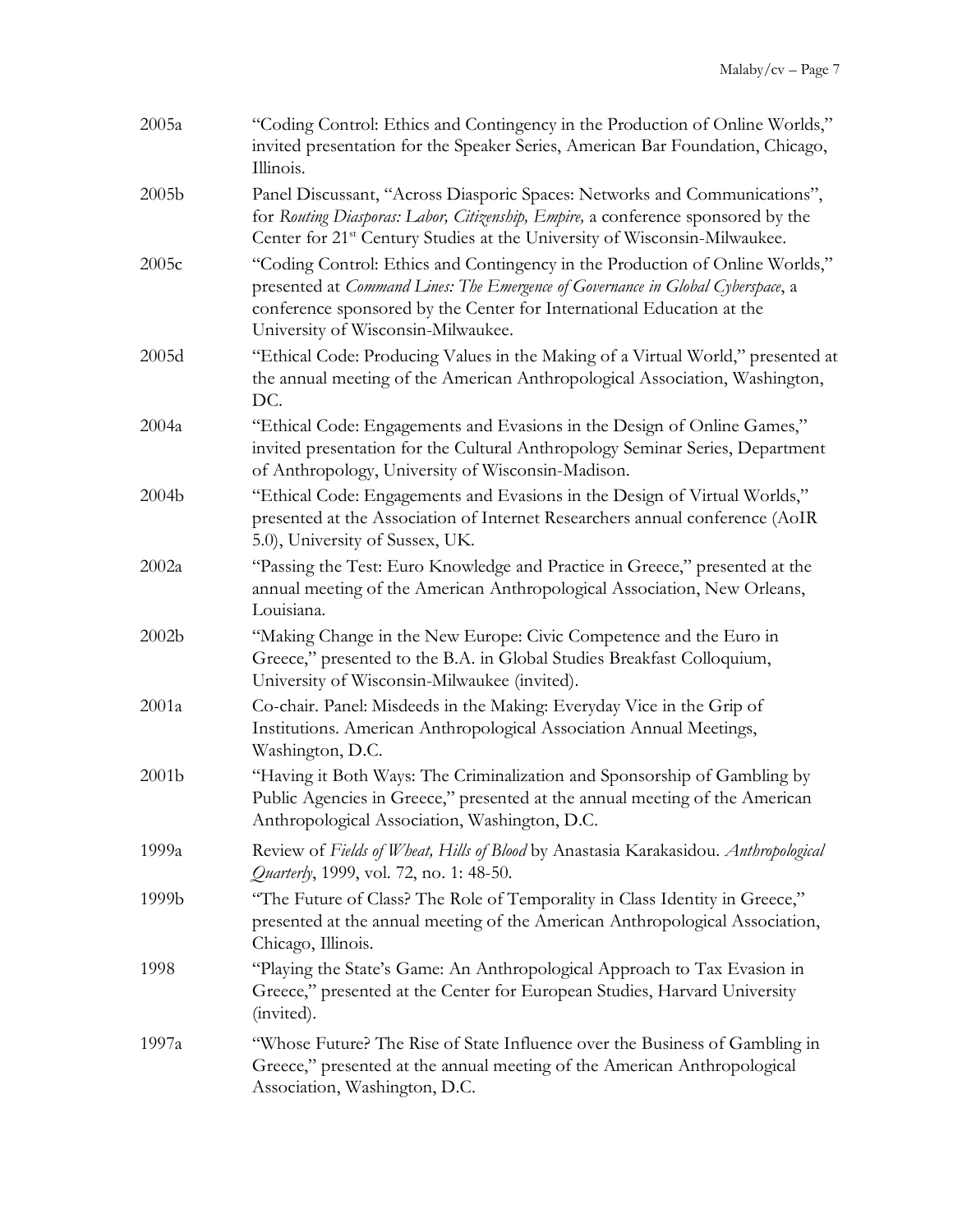2005a "Coding Control: Ethics and Contingency in the Production of Online Worlds," invited presentation for the Speaker Series, American Bar Foundation, Chicago, Illinois.

2005b Panel Discussant, "Across Diasporic Spaces: Networks and Communications", for *Routing Diasporas: Labor, Citizenship, Empire,* a conference sponsored by the Center for 21st Century Studies at the University of Wisconsin-Milwaukee.

2005c "Coding Control: Ethics and Contingency in the Production of Online Worlds," presented at *Command Lines: The Emergence of Governance in Global Cyberspace*, a conference sponsored by the Center for International Education at the University of Wisconsin-Milwaukee.

2005d "Ethical Code: Producing Values in the Making of a Virtual World," presented at the annual meeting of the American Anthropological Association, Washington, DC.

2004a "Ethical Code: Engagements and Evasions in the Design of Online Games," invited presentation for the Cultural Anthropology Seminar Series, Department of Anthropology, University of Wisconsin-Madison.

2004b "Ethical Code: Engagements and Evasions in the Design of Virtual Worlds," presented at the Association of Internet Researchers annual conference (AoIR 5.0), University of Sussex, UK.

2002a "Passing the Test: Euro Knowledge and Practice in Greece," presented at the annual meeting of the American Anthropological Association, New Orleans, Louisiana.

2002b "Making Change in the New Europe: Civic Competence and the Euro in Greece," presented to the B.A. in Global Studies Breakfast Colloquium, University of Wisconsin-Milwaukee (invited).

2001a Co-chair. Panel: Misdeeds in the Making: Everyday Vice in the Grip of Institutions. American Anthropological Association Annual Meetings, Washington, D.C.

2001b "Having it Both Ways: The Criminalization and Sponsorship of Gambling by Public Agencies in Greece," presented at the annual meeting of the American Anthropological Association, Washington, D.C.

1999a Review of *Fields of Wheat, Hills of Blood* by Anastasia Karakasidou. *Anthropological Quarterly*, 1999, vol. 72, no. 1: 48-50.

1999b "The Future of Class? The Role of Temporality in Class Identity in Greece," presented at the annual meeting of the American Anthropological Association, Chicago, Illinois.

1998 "Playing the State's Game: An Anthropological Approach to Tax Evasion in Greece," presented at the Center for European Studies, Harvard University (invited).

1997a "Whose Future? The Rise of State Influence over the Business of Gambling in Greece," presented at the annual meeting of the American Anthropological Association, Washington, D.C.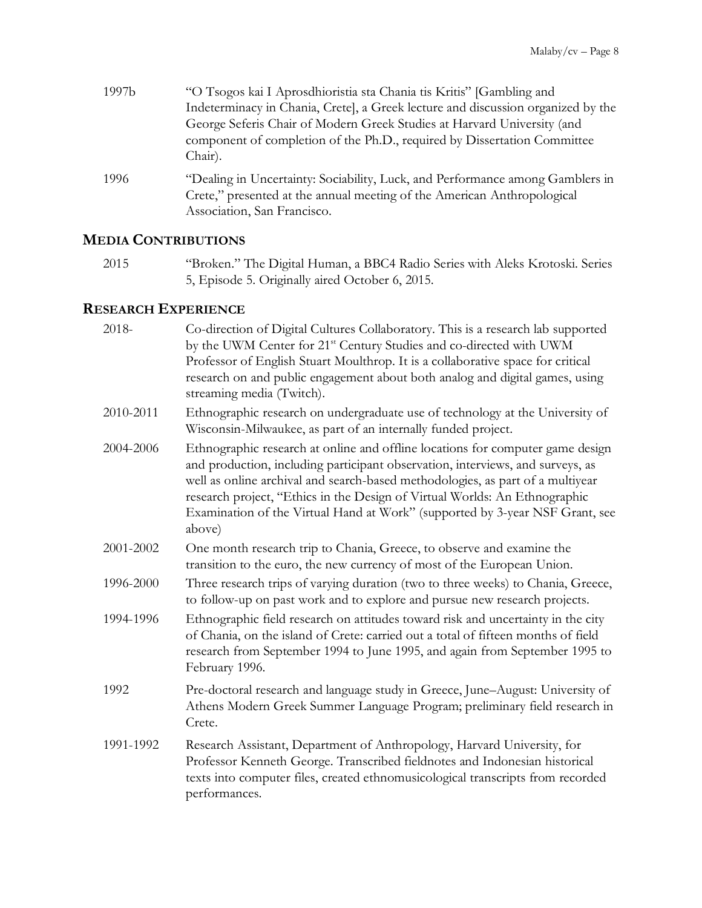1997b “O Tsogos kai I Aprosdhioristia sta Chania tis Kritis” [Gambling and Indeterminacy in Chania, Crete], a Greek lecture and discussion organized by the George Seferis Chair of Modern Greek Studies at Harvard University (and component of completion of the Ph.D., required by Dissertation Committee Chair).

1996 “Dealing in Uncertainty: Sociability, Luck, and Performance among Gamblers in Crete,” presented at the annual meeting of the American Anthropological Association, San Francisco.

## MEDIA CONTRIBUTIONS

2015 “Broken.” The Digital Human, a BBC4 Radio Series with Aleks Krotoski. Series 5, Episode 5. Originally aired October 6, 2015.

## RESEARCH EXPERIENCE

2018- Co-direction of Digital Cultures Collaboratory. This is a research lab supported by the UWM Center for 21st Century Studies and co-directed with UWM Professor of English Stuart Moulthrop. It is a collaborative space for critical research on and public engagement about both analog and digital games, using streaming media (Twitch).

2010-2011 Ethnographic research on undergraduate use of technology at the University of Wisconsin-Milwaukee, as part of an internally funded project.

2004-2006 Ethnographic research at online and offline locations for computer game design and production, including participant observation, interviews, and surveys, as well as online archival and search-based methodologies, as part of a multiyear research project, “Ethics in the Design of Virtual Worlds: An Ethnographic Examination of the Virtual Hand at Work” (supported by 3-year NSF Grant, see above)

2001-2002 One month research trip to Chania, Greece, to observe and examine the transition to the euro, the new currency of most of the European Union.

1996-2000 Three research trips of varying duration (two to three weeks) to Chania, Greece, to follow-up on past work and to explore and pursue new research projects.

1994-1996 Ethnographic field research on attitudes toward risk and uncertainty in the city of Chania, on the island of Crete: carried out a total of fifteen months of field research from September 1994 to June 1995, and again from September 1995 to February 1996.

1992 Pre-doctoral research and language study in Greece, June–August: University of Athens Modern Greek Summer Language Program; preliminary field research in Crete.

1991-1992 Research Assistant, Department of Anthropology, Harvard University, for Professor Kenneth George. Transcribed fieldnotes and Indonesian historical texts into computer files, created ethnomusicological transcripts from recorded performances.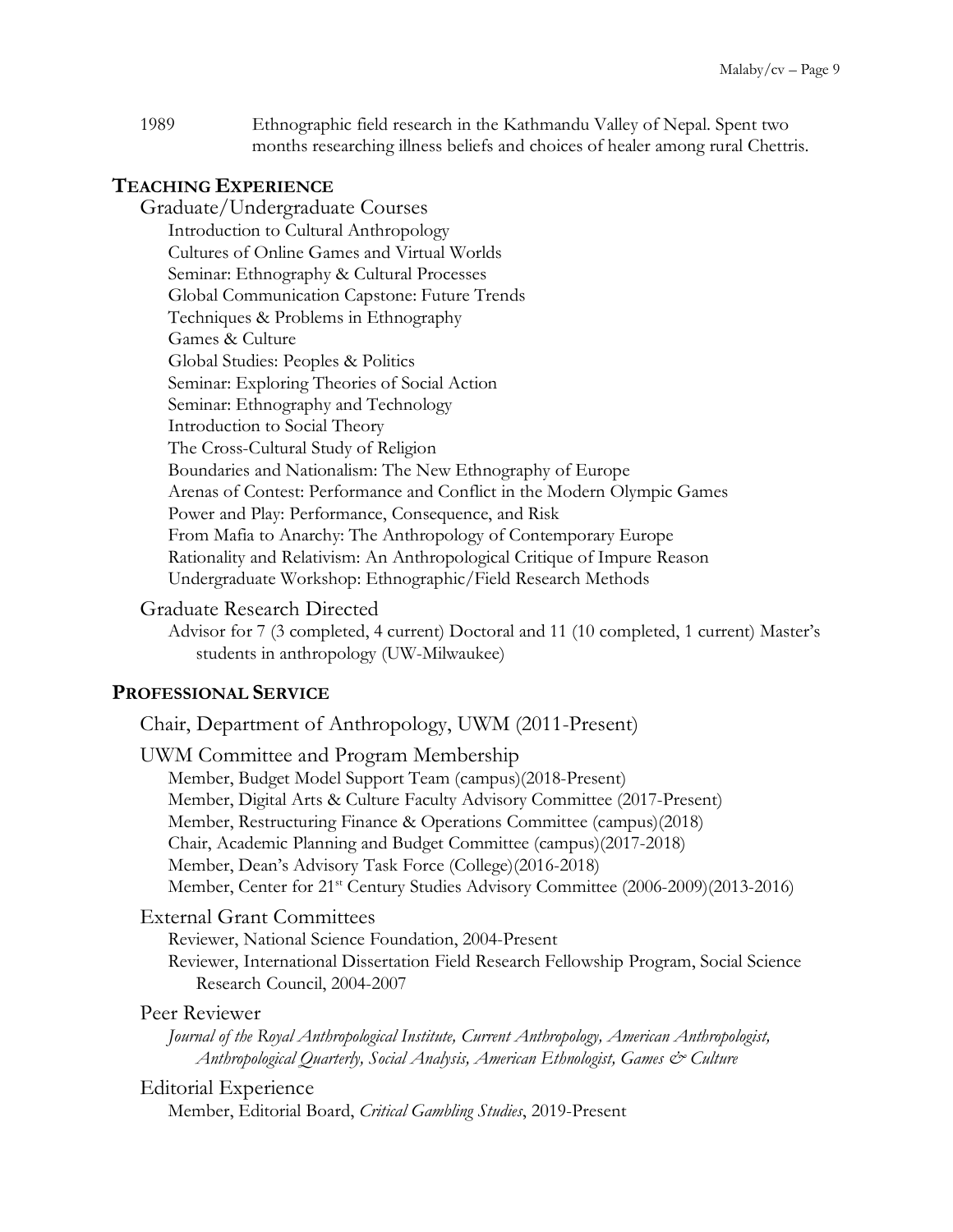1989 Ethnographic field research in the Kathmandu Valley of Nepal. Spent two months researching illness beliefs and choices of healer among rural Chettris.

## TEACHING EXPERIENCE

### Graduate/Undergraduate Courses

Introduction to Cultural Anthropology
Cultures of Online Games and Virtual Worlds
Seminar: Ethnography & Cultural Processes
Global Communication Capstone: Future Trends
Techniques & Problems in Ethnography
Games & Culture
Global Studies: Peoples & Politics
Seminar: Exploring Theories of Social Action
Seminar: Ethnography and Technology
Introduction to Social Theory
The Cross-Cultural Study of Religion
Boundaries and Nationalism: The New Ethnography of Europe
Arenas of Contest: Performance and Conflict in the Modern Olympic Games
Power and Play: Performance, Consequence, and Risk
From Mafia to Anarchy: The Anthropology of Contemporary Europe
Rationality and Relativism: An Anthropological Critique of Impure Reason
Undergraduate Workshop: Ethnographic/Field Research Methods

### Graduate Research Directed

Advisor for 7 (3 completed, 4 current) Doctoral and 11 (10 completed, 1 current) Master's students in anthropology (UW-Milwaukee)

## PROFESSIONAL SERVICE

### Chair, Department of Anthropology, UWM (2011-Present)

### UWM Committee and Program Membership

Member, Budget Model Support Team (campus)(2018-Present)
Member, Digital Arts & Culture Faculty Advisory Committee (2017-Present)
Member, Restructuring Finance & Operations Committee (campus)(2018)
Chair, Academic Planning and Budget Committee (campus)(2017-2018)
Member, Dean's Advisory Task Force (College)(2016-2018)
Member, Center for 21st Century Studies Advisory Committee (2006-2009)(2013-2016)

### External Grant Committees

Reviewer, National Science Foundation, 2004-Present
Reviewer, International Dissertation Field Research Fellowship Program, Social Science Research Council, 2004-2007

### Peer Reviewer

*Journal of the Royal Anthropological Institute, Current Anthropology, American Anthropologist, Anthropological Quarterly, Social Analysis, American Ethnologist, Games & Culture*

### Editorial Experience

Member, Editorial Board, *Critical Gambling Studies*, 2019-Present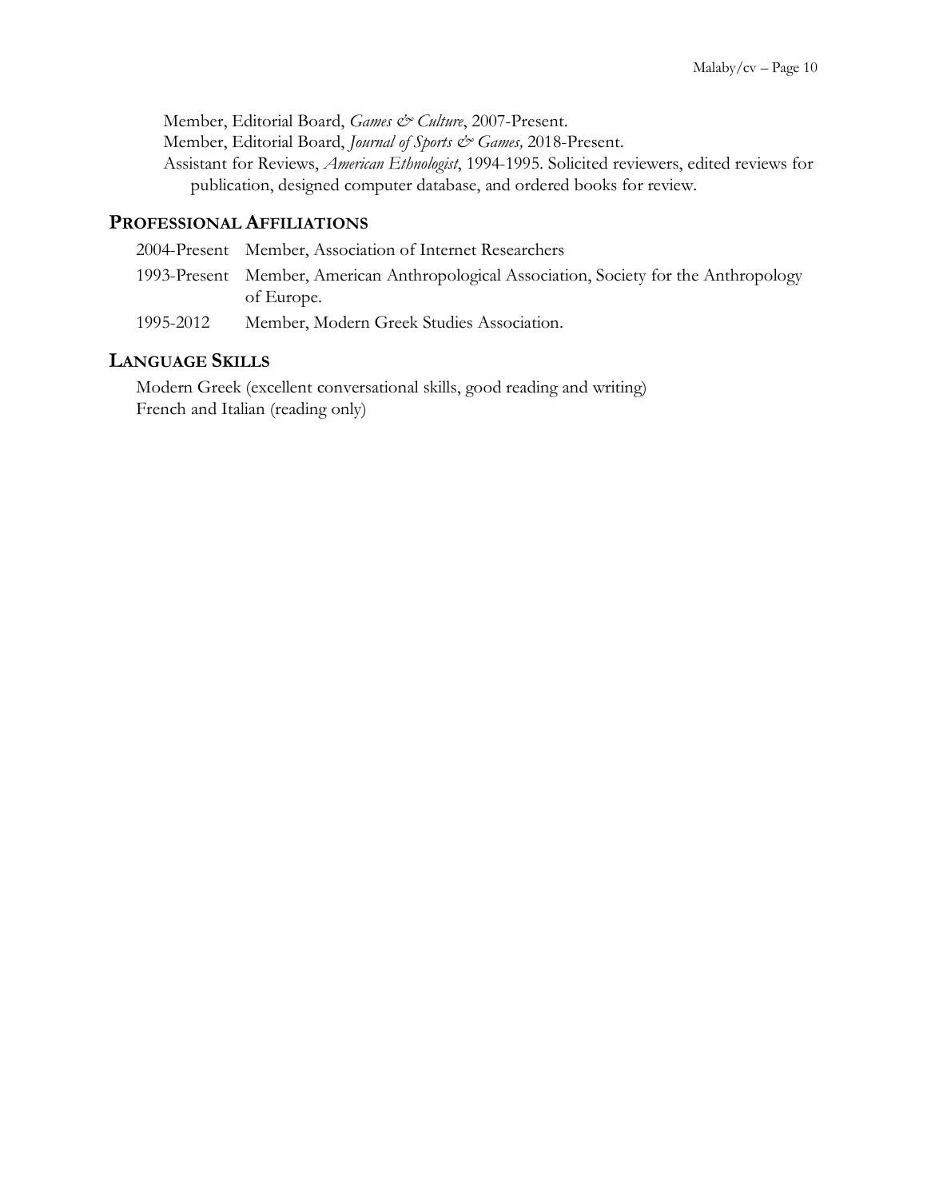Member, Editorial Board, *Games & Culture*, 2007-Present.
Member, Editorial Board, *Journal of Sports & Games,* 2018-Present.
Assistant for Reviews, *American Ethnologist*, 1994-1995. Solicited reviewers, edited reviews for publication, designed computer database, and ordered books for review.

## PROFESSIONAL AFFILIATIONS

| | |
|---|---|
| 2004-Present | Member, Association of Internet Researchers |
| 1993-Present | Member, American Anthropological Association, Society for the Anthropology of Europe. |
| 1995-2012 | Member, Modern Greek Studies Association. |

## LANGUAGE SKILLS

Modern Greek (excellent conversational skills, good reading and writing)
French and Italian (reading only)